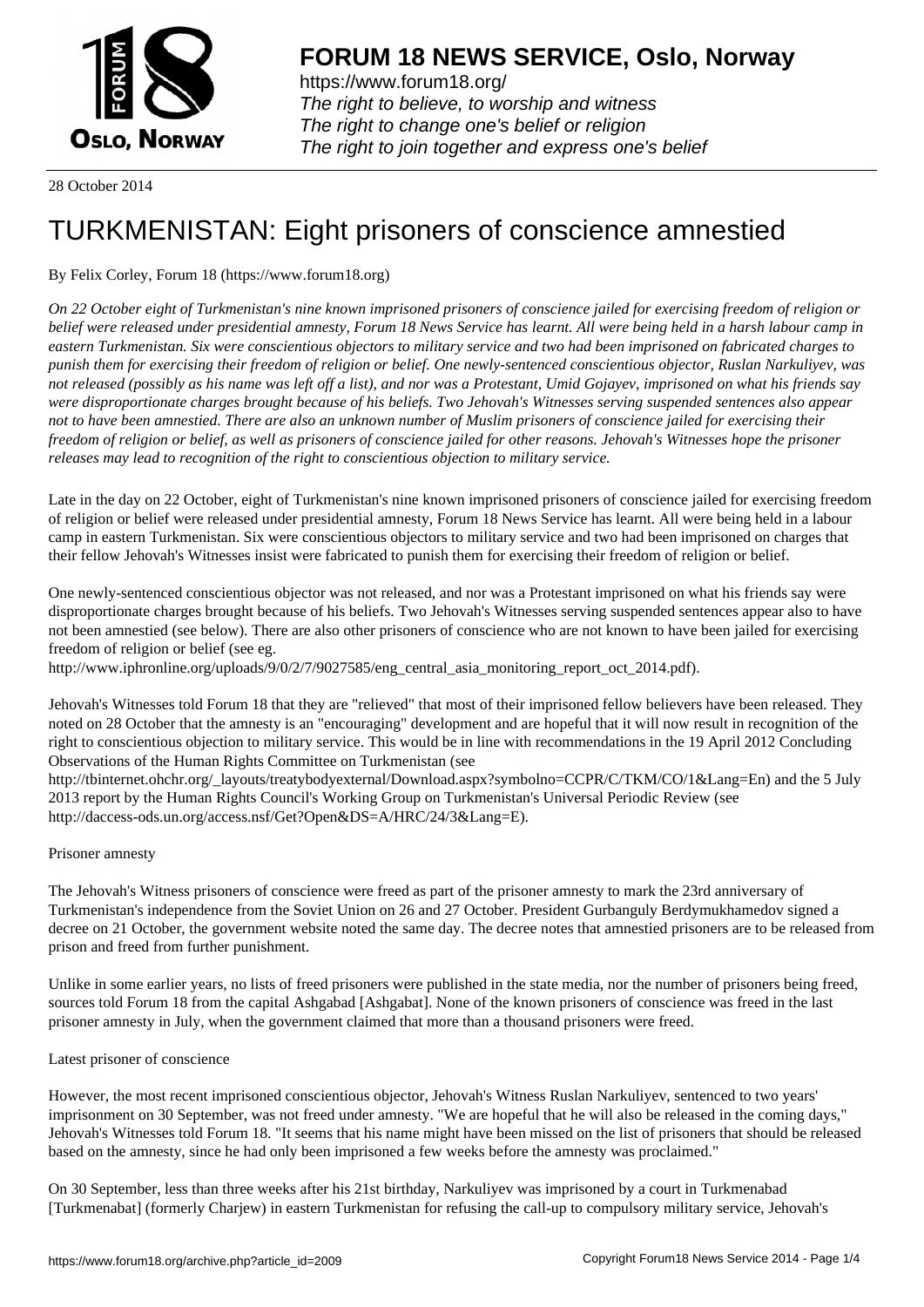28 October 2014

# TURKMENISTAN: Eight prisoners of conscience amnestied

By Felix Corley, Forum 18 (https://www.forum18.org)

*On 22 October eight of Turkmenistan's nine known imprisoned prisoners of conscience jailed for exercising freedom of religion or belief were released under presidential amnesty, Forum 18 News Service has learnt. All were being held in a harsh labour camp in eastern Turkmenistan. Six were conscientious objectors to military service and two had been imprisoned on fabricated charges to punish them for exercising their freedom of religion or belief. One newly-sentenced conscientious objector, Ruslan Narkuliyev, was not released (possibly as his name was left off a list), and nor was a Protestant, Umid Gojayev, imprisoned on what his friends say were disproportionate charges brought because of his beliefs. Two Jehovah's Witnesses serving suspended sentences also appear not to have been amnestied. There are also an unknown number of Muslim prisoners of conscience jailed for exercising their freedom of religion or belief, as well as prisoners of conscience jailed for other reasons. Jehovah's Witnesses hope the prisoner releases may lead to recognition of the right to conscientious objection to military service.*

Late in the day on 22 October, eight of Turkmenistan's nine known imprisoned prisoners of conscience jailed for exercising freedom of religion or belief were released under presidential amnesty, Forum 18 News Service has learnt. All were being held in a labour camp in eastern Turkmenistan. Six were conscientious objectors to military service and two had been imprisoned on charges that their fellow Jehovah's Witnesses insist were fabricated to punish them for exercising their freedom of religion or belief.

One newly-sentenced conscientious objector was not released, and nor was a Protestant imprisoned on what his friends say were disproportionate charges brought because of his beliefs. Two Jehovah's Witnesses serving suspended sentences appear also to have not been amnestied (see below). There are also other prisoners of conscience who are not known to have been jailed for exercising freedom of religion or belief (see eg.
http://www.iphronline.org/uploads/9/0/2/7/9027585/eng_central_asia_monitoring_report_oct_2014.pdf).

Jehovah's Witnesses told Forum 18 that they are "relieved" that most of their imprisoned fellow believers have been released. They noted on 28 October that the amnesty is an "encouraging" development and are hopeful that it will now result in recognition of the right to conscientious objection to military service. This would be in line with recommendations in the 19 April 2012 Concluding Observations of the Human Rights Committee on Turkmenistan (see
http://tbinternet.ohchr.org/_layouts/treatybodyexternal/Download.aspx?symbolno=CCPR/C/TKM/CO/1&Lang=En) and the 5 July 2013 report by the Human Rights Council's Working Group on Turkmenistan's Universal Periodic Review (see
http://daccess-ods.un.org/access.nsf/Get?Open&DS=A/HRC/24/3&Lang=E).

## Prisoner amnesty

The Jehovah's Witness prisoners of conscience were freed as part of the prisoner amnesty to mark the 23rd anniversary of Turkmenistan's independence from the Soviet Union on 26 and 27 October. President Gurbanguly Berdymukhamedov signed a decree on 21 October, the government website noted the same day. The decree notes that amnestied prisoners are to be released from prison and freed from further punishment.

Unlike in some earlier years, no lists of freed prisoners were published in the state media, nor the number of prisoners being freed, sources told Forum 18 from the capital Ashgabad [Ashgabat]. None of the known prisoners of conscience was freed in the last prisoner amnesty in July, when the government claimed that more than a thousand prisoners were freed.

## Latest prisoner of conscience

However, the most recent imprisoned conscientious objector, Jehovah's Witness Ruslan Narkuliyev, sentenced to two years' imprisonment on 30 September, was not freed under amnesty. "We are hopeful that he will also be released in the coming days," Jehovah's Witnesses told Forum 18. "It seems that his name might have been missed on the list of prisoners that should be released based on the amnesty, since he had only been imprisoned a few weeks before the amnesty was proclaimed."

On 30 September, less than three weeks after his 21st birthday, Narkuliyev was imprisoned by a court in Turkmenabad [Turkmenabat] (formerly Charjew) in eastern Turkmenistan for refusing the call-up to compulsory military service, Jehovah's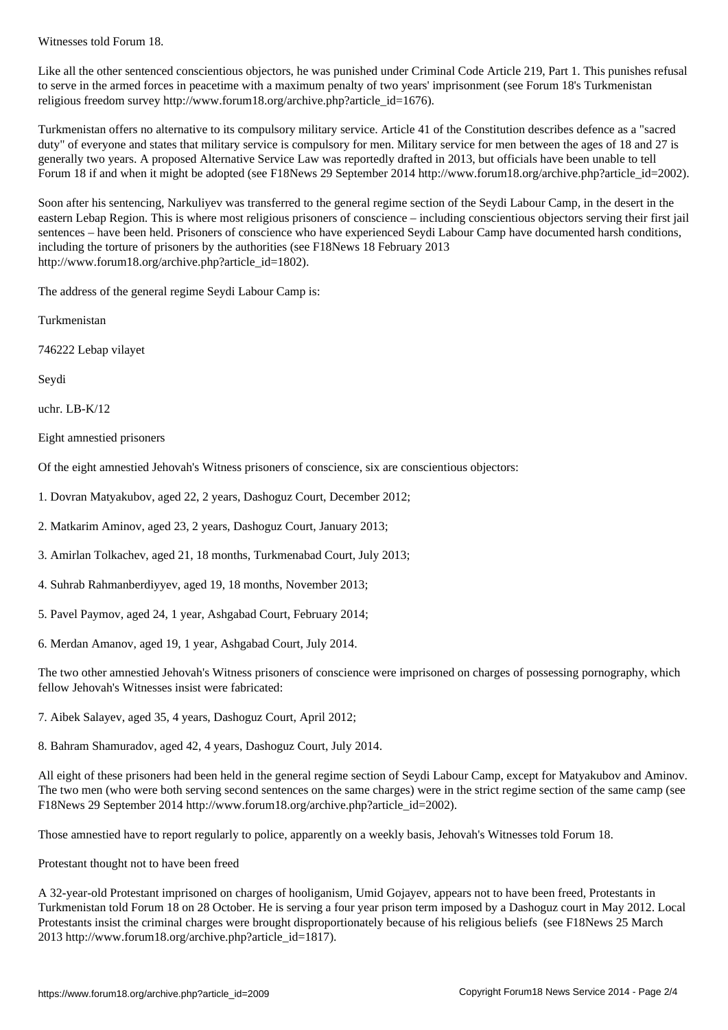Witnesses told Forum 18.

Like all the other sentenced conscientious objectors, he was punished under Criminal Code Article 219, Part 1. This punishes refusal to serve in the armed forces in peacetime with a maximum penalty of two years' imprisonment (see Forum 18's Turkmenistan religious freedom survey http://www.forum18.org/archive.php?article_id=1676).

Turkmenistan offers no alternative to its compulsory military service. Article 41 of the Constitution describes defence as a "sacred duty" of everyone and states that military service is compulsory for men. Military service for men between the ages of 18 and 27 is generally two years. A proposed Alternative Service Law was reportedly drafted in 2013, but officials have been unable to tell Forum 18 if and when it might be adopted (see F18News 29 September 2014 http://www.forum18.org/archive.php?article_id=2002).

Soon after his sentencing, Narkuliyev was transferred to the general regime section of the Seydi Labour Camp, in the desert in the eastern Lebap Region. This is where most religious prisoners of conscience – including conscientious objectors serving their first jail sentences – have been held. Prisoners of conscience who have experienced Seydi Labour Camp have documented harsh conditions, including the torture of prisoners by the authorities (see F18News 18 February 2013 http://www.forum18.org/archive.php?article_id=1802).

The address of the general regime Seydi Labour Camp is:

Turkmenistan

746222 Lebap vilayet

Seydi

uchr. LB-K/12

## Eight amnestied prisoners

Of the eight amnestied Jehovah's Witness prisoners of conscience, six are conscientious objectors:

1. Dovran Matyakubov, aged 22, 2 years, Dashoguz Court, December 2012;

2. Matkarim Aminov, aged 23, 2 years, Dashoguz Court, January 2013;

3. Amirlan Tolkachev, aged 21, 18 months, Turkmenabad Court, July 2013;

4. Suhrab Rahmanberdiyyev, aged 19, 18 months, November 2013;

5. Pavel Paymov, aged 24, 1 year, Ashgabad Court, February 2014;

6. Merdan Amanov, aged 19, 1 year, Ashgabad Court, July 2014.

The two other amnestied Jehovah's Witness prisoners of conscience were imprisoned on charges of possessing pornography, which fellow Jehovah's Witnesses insist were fabricated:

7. Aibek Salayev, aged 35, 4 years, Dashoguz Court, April 2012;

8. Bahram Shamuradov, aged 42, 4 years, Dashoguz Court, July 2014.

All eight of these prisoners had been held in the general regime section of Seydi Labour Camp, except for Matyakubov and Aminov. The two men (who were both serving second sentences on the same charges) were in the strict regime section of the same camp (see F18News 29 September 2014 http://www.forum18.org/archive.php?article_id=2002).

Those amnestied have to report regularly to police, apparently on a weekly basis, Jehovah's Witnesses told Forum 18.

## Protestant thought not to have been freed

A 32-year-old Protestant imprisoned on charges of hooliganism, Umid Gojayev, appears not to have been freed, Protestants in Turkmenistan told Forum 18 on 28 October. He is serving a four year prison term imposed by a Dashoguz court in May 2012. Local Protestants insist the criminal charges were brought disproportionately because of his religious beliefs (see F18News 25 March 2013 http://www.forum18.org/archive.php?article_id=1817).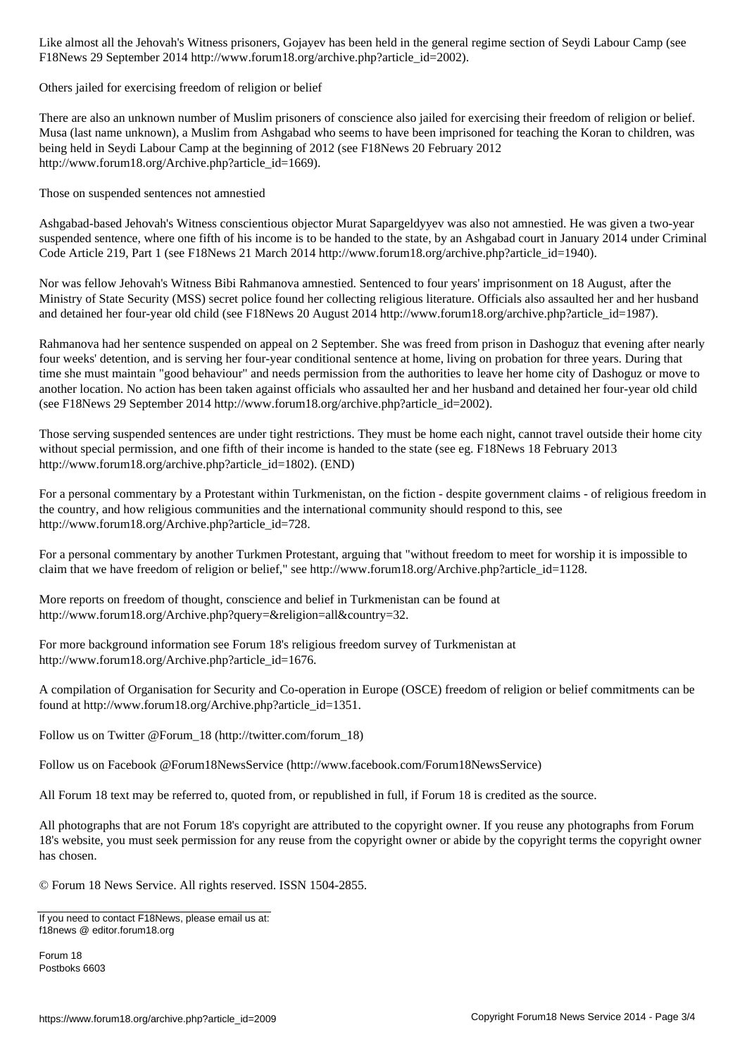Like almost all the Jehovah's Witness prisoners, Gojayev has been held in the general regime section of Seydi Labour Camp (see F18News 29 September 2014 http://www.forum18.org/archive.php?article_id=2002).

## Others jailed for exercising freedom of religion or belief

There are also an unknown number of Muslim prisoners of conscience also jailed for exercising their freedom of religion or belief. Musa (last name unknown), a Muslim from Ashgabad who seems to have been imprisoned for teaching the Koran to children, was being held in Seydi Labour Camp at the beginning of 2012 (see F18News 20 February 2012 http://www.forum18.org/Archive.php?article_id=1669).

## Those on suspended sentences not amnestied

Ashgabad-based Jehovah's Witness conscientious objector Murat Sapargeldyyev was also not amnestied. He was given a two-year suspended sentence, where one fifth of his income is to be handed to the state, by an Ashgabad court in January 2014 under Criminal Code Article 219, Part 1 (see F18News 21 March 2014 http://www.forum18.org/archive.php?article_id=1940).

Nor was fellow Jehovah's Witness Bibi Rahmanova amnestied. Sentenced to four years' imprisonment on 18 August, after the Ministry of State Security (MSS) secret police found her collecting religious literature. Officials also assaulted her and her husband and detained her four-year old child (see F18News 20 August 2014 http://www.forum18.org/archive.php?article_id=1987).

Rahmanova had her sentence suspended on appeal on 2 September. She was freed from prison in Dashoguz that evening after nearly four weeks' detention, and is serving her four-year conditional sentence at home, living on probation for three years. During that time she must maintain "good behaviour" and needs permission from the authorities to leave her home city of Dashoguz or move to another location. No action has been taken against officials who assaulted her and her husband and detained her four-year old child (see F18News 29 September 2014 http://www.forum18.org/archive.php?article_id=2002).

Those serving suspended sentences are under tight restrictions. They must be home each night, cannot travel outside their home city without special permission, and one fifth of their income is handed to the state (see eg. F18News 18 February 2013 http://www.forum18.org/archive.php?article_id=1802). (END)

For a personal commentary by a Protestant within Turkmenistan, on the fiction - despite government claims - of religious freedom in the country, and how religious communities and the international community should respond to this, see http://www.forum18.org/Archive.php?article_id=728.

For a personal commentary by another Turkmen Protestant, arguing that "without freedom to meet for worship it is impossible to claim that we have freedom of religion or belief," see http://www.forum18.org/Archive.php?article_id=1128.

More reports on freedom of thought, conscience and belief in Turkmenistan can be found at http://www.forum18.org/Archive.php?query=&religion=all&country=32.

For more background information see Forum 18's religious freedom survey of Turkmenistan at http://www.forum18.org/Archive.php?article_id=1676.

A compilation of Organisation for Security and Co-operation in Europe (OSCE) freedom of religion or belief commitments can be found at http://www.forum18.org/Archive.php?article_id=1351.

Follow us on Twitter @Forum_18 (http://twitter.com/forum_18)

Follow us on Facebook @Forum18NewsService (http://www.facebook.com/Forum18NewsService)

All Forum 18 text may be referred to, quoted from, or republished in full, if Forum 18 is credited as the source.

All photographs that are not Forum 18's copyright are attributed to the copyright owner. If you reuse any photographs from Forum 18's website, you must seek permission for any reuse from the copyright owner or abide by the copyright terms the copyright owner has chosen.

© Forum 18 News Service. All rights reserved. ISSN 1504-2855.

---

If you need to contact F18News, please email us at:
f18news @ editor.forum18.org

Forum 18
Postboks 6603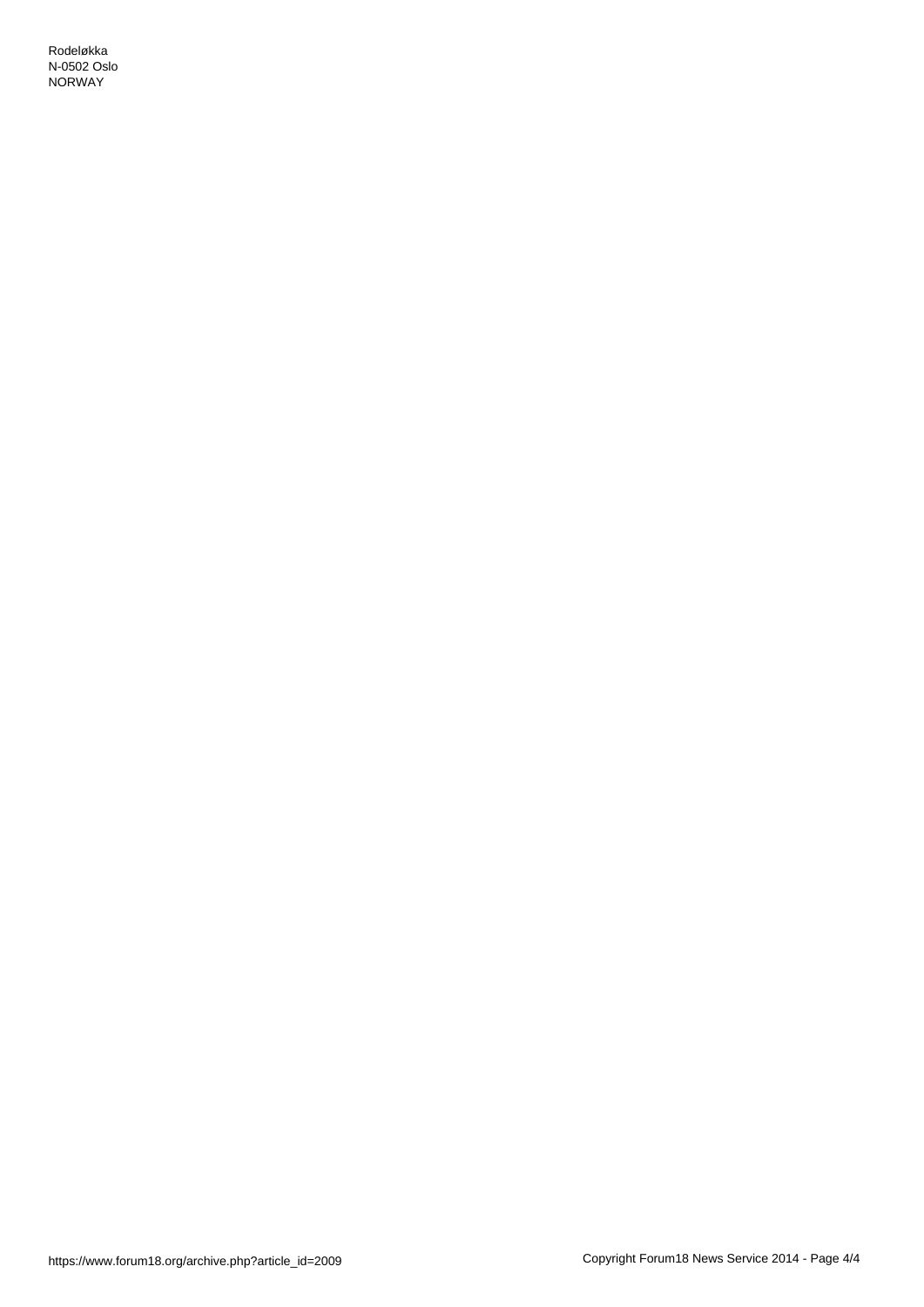Rodeløkka
N-0502 Oslo
NORWAY